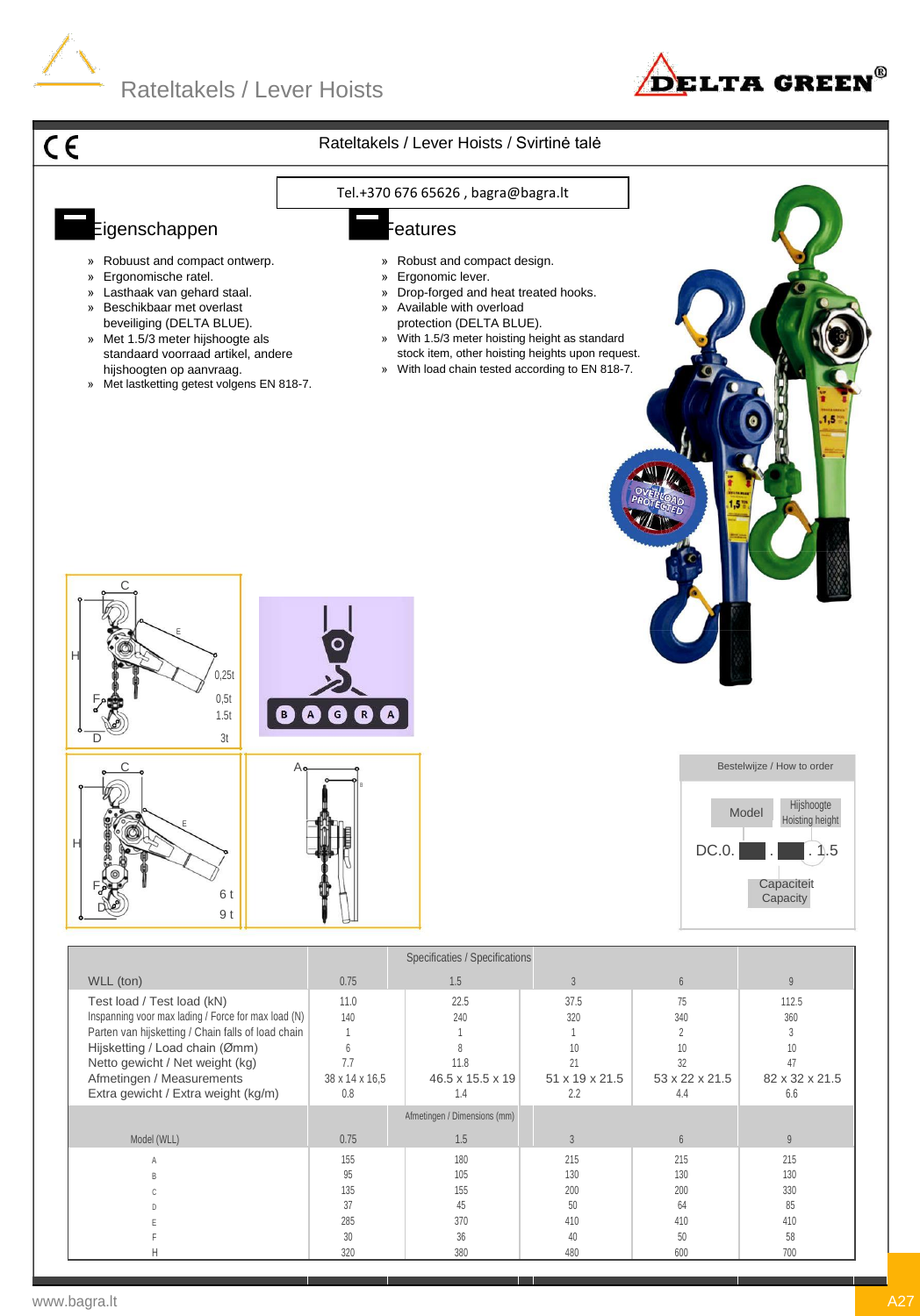# Rateltakels / Lever Hoists

CE

## Rateltakels / Lever Hoists / Svirtinė talė

Tel.+370 676 65626 , bagra@bagra.lt

### Eigenschappen

- Robuust and compact ontwerp.
- Ergonomische ratel.
- Lasthaak van gehard staal.
- Beschikbaar met overlast beveiliging (DELTA BLUE).
- Met 1.5/3 meter hijshoogte als standaard voorraad artikel, andere hijshoogten op aanvraag.
- Met lastketting getest volgens EN 818-7.

### Features

- Robust and compact design.
- Ergonomic lever.
- Drop-forged and heat treated hooks.
- Available with overload protection (DELTA BLUE).
- With 1.5/3 meter hoisting height as standard stock item, other hoisting heights upon request.
- With load chain tested according to EN 818-7.

0,25t, 0,5t, 1.5t, 3t

6 t, 9 t

**Bestelwijze / How to order**

DC.0. ▪ . ▪ . 1.5

Model — Capaciteit / Capacity — Hijshoogte / Hoisting height

| Specificaties / Specifications | | | | | |
|---|---|---|---|---|---|
| WLL (ton) | 0.75 | 1.5 | 3 | 6 | 9 |
| Test load / Test load (kN) | 11.0 | 22.5 | 37.5 | 75 | 112.5 |
| Inspanning voor max lading / Force for max load (N) | 140 | 240 | 320 | 340 | 360 |
| Parten van hijsketting / Chain falls of load chain | 1 | 1 | 1 | 2 | 3 |
| Hijsketting / Load chain (Ømm) | 6 | 8 | 10 | 10 | 10 |
| Netto gewicht / Net weight (kg) | 7.7 | 11.8 | 21 | 32 | 47 |
| Afmetingen / Measurements | 38 x 14 x 16,5 | 46.5 x 15.5 x 19 | 51 x 19 x 21.5 | 53 x 22 x 21.5 | 82 x 32 x 21.5 |
| Extra gewicht / Extra weight (kg/m) | 0.8 | 1.4 | 2.2 | 4.4 | 6.6 |

| Afmetingen / Dimensions (mm) | | | | | |
|---|---|---|---|---|---|
| Model (WLL) | 0.75 | 1.5 | 3 | 6 | 9 |
| A | 155 | 180 | 215 | 215 | 215 |
| B | 95 | 105 | 130 | 130 | 130 |
| C | 135 | 155 | 200 | 200 | 330 |
| D | 37 | 45 | 50 | 64 | 85 |
| E | 285 | 370 | 410 | 410 | 410 |
| F | 30 | 36 | 40 | 50 | 58 |
| H | 320 | 380 | 480 | 600 | 700 |

www.bagra.lt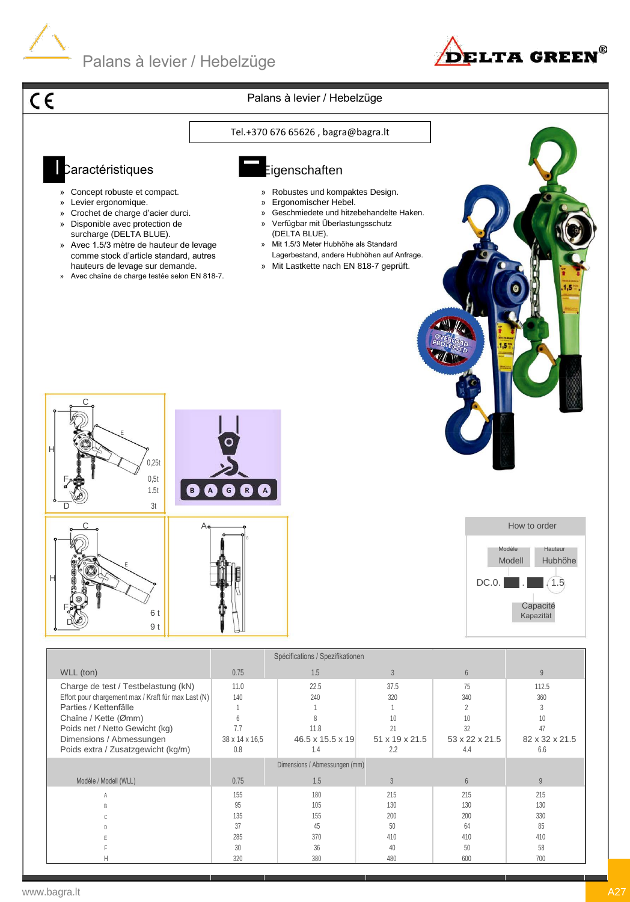# Palans à levier / Hebelzüge

Tel.+370 676 65626 , bagra@bagra.lt

## Caractéristiques

- Concept robuste et compact.
- Levier ergonomique.
- Crochet de charge d'acier durci.
- Disponible avec protection de surcharge (DELTA BLUE).
- Avec 1.5/3 mètre de hauteur de levage comme stock d'article standard, autres hauteurs de levage sur demande.
- Avec chaîne de charge testée selon EN 818-7.

## Eigenschaften

- Robustes und kompaktes Design.
- Ergonomischer Hebel.
- Geschmiedete und hitzebehandelte Haken.
- Verfügbar mit Überlastungsschutz (DELTA BLUE).
- Mit 1.5/3 Meter Hubhöhe als Standard Lagerbestand, andere Hubhöhen auf Anfrage.
- Mit Lastkette nach EN 818-7 geprüft.

OVERLOAD PROTECTED

C
E
H
F
D
0,25t
0,5t
1.5t
3t

B A G R A

C
E
H
F
D
6 t
9 t

A
B

How to order

Modèle / Modell — Hauteur / Hubhöhe

DC.0. ■ . ■ 1.5

Capacité / Kapazität

| | Spécifications / Spezifikationen | | | | |
|---|---|---|---|---|---|
| WLL (ton) | 0.75 | 1.5 | 3 | 6 | 9 |
| Charge de test / Testbelastung (kN) | 11.0 | 22.5 | 37.5 | 75 | 112.5 |
| Effort pour chargement max / Kraft für max Last (N) | 140 | 240 | 320 | 340 | 360 |
| Parties / Kettenfälle | 1 | 1 | 1 | 2 | 3 |
| Chaîne / Kette (Ømm) | 6 | 8 | 10 | 10 | 10 |
| Poids net / Netto Gewicht (kg) | 7.7 | 11.8 | 21 | 32 | 47 |
| Dimensions / Abmessungen | 38 x 14 x 16,5 | 46.5 x 15.5 x 19 | 51 x 19 x 21.5 | 53 x 22 x 21.5 | 82 x 32 x 21.5 |
| Poids extra / Zusatzgewicht (kg/m) | 0.8 | 1.4 | 2.2 | 4.4 | 6.6 |

| | Dimensions / Abmessungen (mm) | | | | |
|---|---|---|---|---|---|
| Modèle / Modell (WLL) | 0.75 | 1.5 | 3 | 6 | 9 |
| A | 155 | 180 | 215 | 215 | 215 |
| B | 95 | 105 | 130 | 130 | 130 |
| C | 135 | 155 | 200 | 200 | 330 |
| D | 37 | 45 | 50 | 64 | 85 |
| E | 285 | 370 | 410 | 410 | 410 |
| F | 30 | 36 | 40 | 50 | 58 |
| H | 320 | 380 | 480 | 600 | 700 |

www.bagra.lt